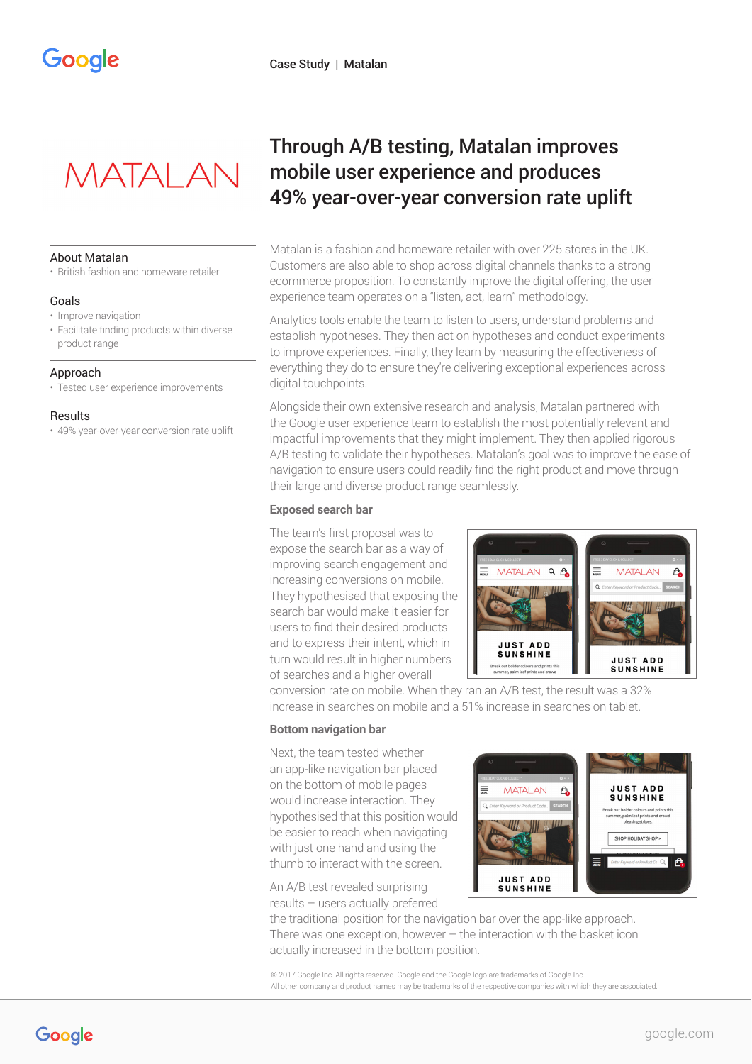# Through A/B testing, Matalan improves mobile user experience and produces 49% year-over-year conversion rate uplift

### About Matalan
- British fashion and homeware retailer

### Goals
- Improve navigation
- Facilitate finding products within diverse product range

### Approach
- Tested user experience improvements

### Results
- 49% year-over-year conversion rate uplift

Matalan is a fashion and homeware retailer with over 225 stores in the UK. Customers are also able to shop across digital channels thanks to a strong ecommerce proposition. To constantly improve the digital offering, the user experience team operates on a "listen, act, learn" methodology.

Analytics tools enable the team to listen to users, understand problems and establish hypotheses. They then act on hypotheses and conduct experiments to improve experiences. Finally, they learn by measuring the effectiveness of everything they do to ensure they're delivering exceptional experiences across digital touchpoints.

Alongside their own extensive research and analysis, Matalan partnered with the Google user experience team to establish the most potentially relevant and impactful improvements that they might implement. They then applied rigorous A/B testing to validate their hypotheses. Matalan's goal was to improve the ease of navigation to ensure users could readily find the right product and move through their large and diverse product range seamlessly.

**Exposed search bar**

The team's first proposal was to expose the search bar as a way of improving search engagement and increasing conversions on mobile. They hypothesised that exposing the search bar would make it easier for users to find their desired products and to express their intent, which in turn would result in higher numbers of searches and a higher overall conversion rate on mobile. When they ran an A/B test, the result was a 32% increase in searches on mobile and a 51% increase in searches on tablet.

**Bottom navigation bar**

Next, the team tested whether an app-like navigation bar placed on the bottom of mobile pages would increase interaction. They hypothesised that this position would be easier to reach when navigating with just one hand and using the thumb to interact with the screen.

An A/B test revealed surprising results – users actually preferred the traditional position for the navigation bar over the app-like approach. There was one exception, however – the interaction with the basket icon actually increased in the bottom position.

© 2017 Google Inc. All rights reserved. Google and the Google logo are trademarks of Google Inc.
All other company and product names may be trademarks of the respective companies with which they are associated.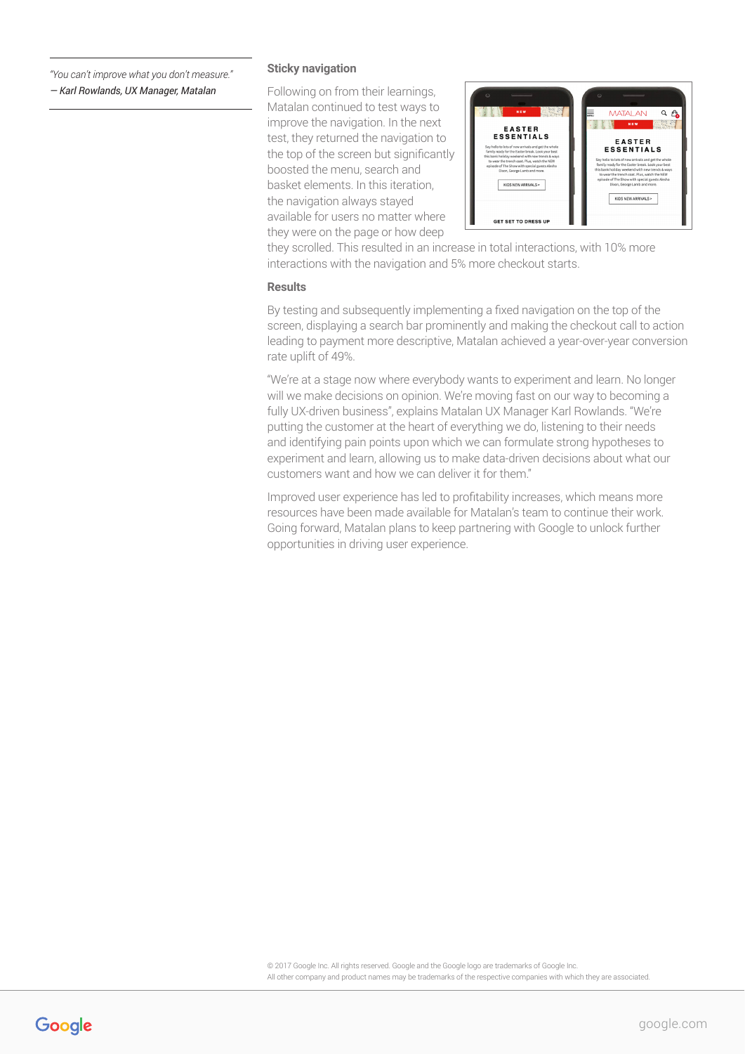*"You can't improve what you don't measure."*
*— Karl Rowlands, UX Manager, Matalan*

### Sticky navigation

Following on from their learnings, Matalan continued to test ways to improve the navigation. In the next test, they returned the navigation to the top of the screen but significantly boosted the menu, search and basket elements. In this iteration, the navigation always stayed available for users no matter where they were on the page or how deep they scrolled. This resulted in an increase in total interactions, with 10% more interactions with the navigation and 5% more checkout starts.

### Results

By testing and subsequently implementing a fixed navigation on the top of the screen, displaying a search bar prominently and making the checkout call to action leading to payment more descriptive, Matalan achieved a year-over-year conversion rate uplift of 49%.

"We're at a stage now where everybody wants to experiment and learn. No longer will we make decisions on opinion. We're moving fast on our way to becoming a fully UX-driven business", explains Matalan UX Manager Karl Rowlands. "We're putting the customer at the heart of everything we do, listening to their needs and identifying pain points upon which we can formulate strong hypotheses to experiment and learn, allowing us to make data-driven decisions about what our customers want and how we can deliver it for them."

Improved user experience has led to profitability increases, which means more resources have been made available for Matalan's team to continue their work. Going forward, Matalan plans to keep partnering with Google to unlock further opportunities in driving user experience.

© 2017 Google Inc. All rights reserved. Google and the Google logo are trademarks of Google Inc.
All other company and product names may be trademarks of the respective companies with which they are associated.